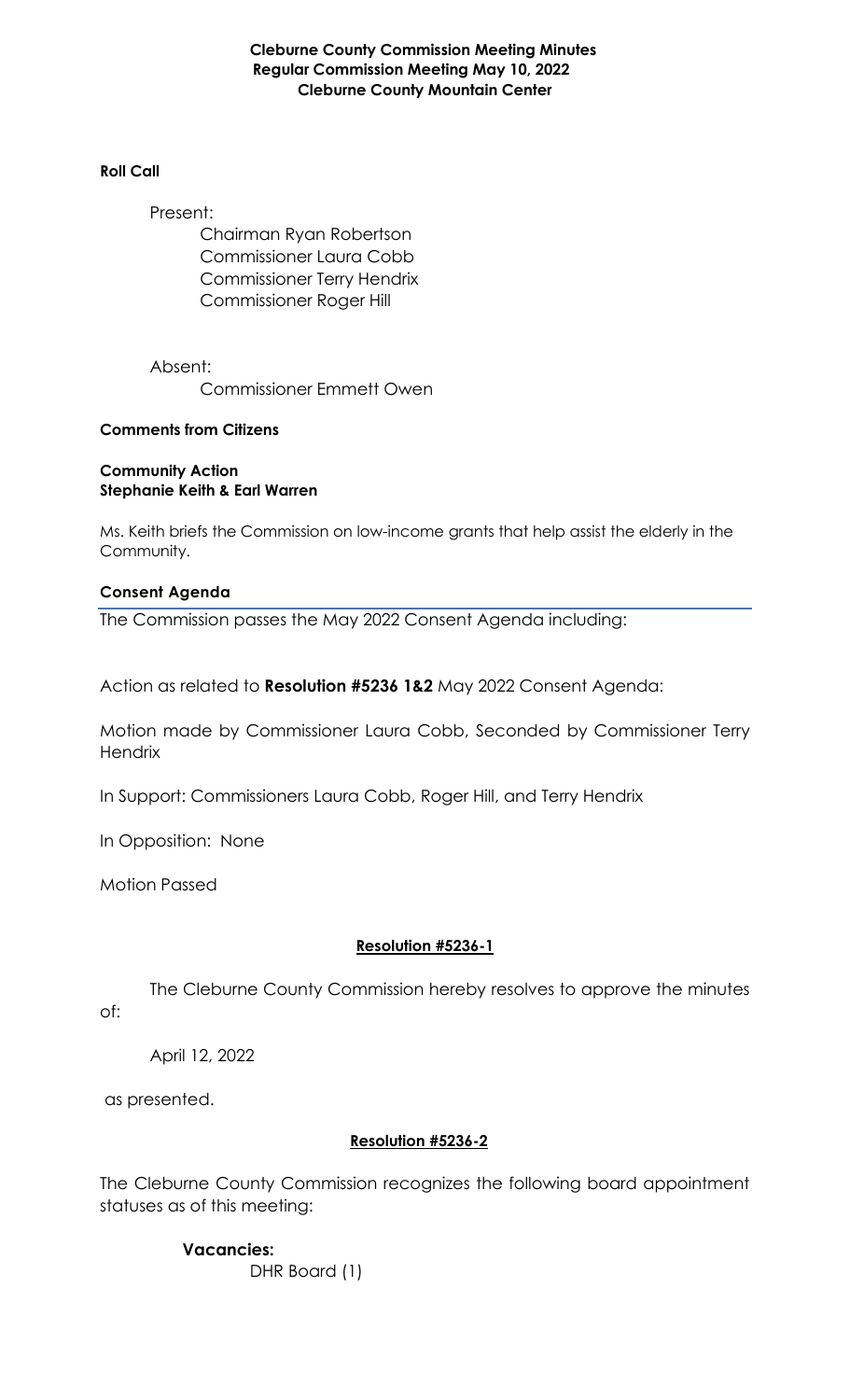**Cleburne County Commission Meeting Minutes**
**Regular Commission Meeting May 10, 2022**
**Cleburne County Mountain Center**

**Roll Call**

Present:

Chairman Ryan Robertson
Commissioner Laura Cobb
Commissioner Terry Hendrix
Commissioner Roger Hill

Absent:

Commissioner Emmett Owen

**Comments from Citizens**

**Community Action**
**Stephanie Keith & Earl Warren**

Ms. Keith briefs the Commission on low-income grants that help assist the elderly in the Community.

**Consent Agenda**

The Commission passes the May 2022 Consent Agenda including:

Action as related to **Resolution #5236 1&2** May 2022 Consent Agenda:

Motion made by Commissioner Laura Cobb, Seconded by Commissioner Terry Hendrix

In Support: Commissioners Laura Cobb, Roger Hill, and Terry Hendrix

In Opposition: None

Motion Passed

**Resolution #5236-1**

The Cleburne County Commission hereby resolves to approve the minutes of:

April 12, 2022

as presented.

**Resolution #5236-2**

The Cleburne County Commission recognizes the following board appointment statuses as of this meeting:

**Vacancies:**

DHR Board (1)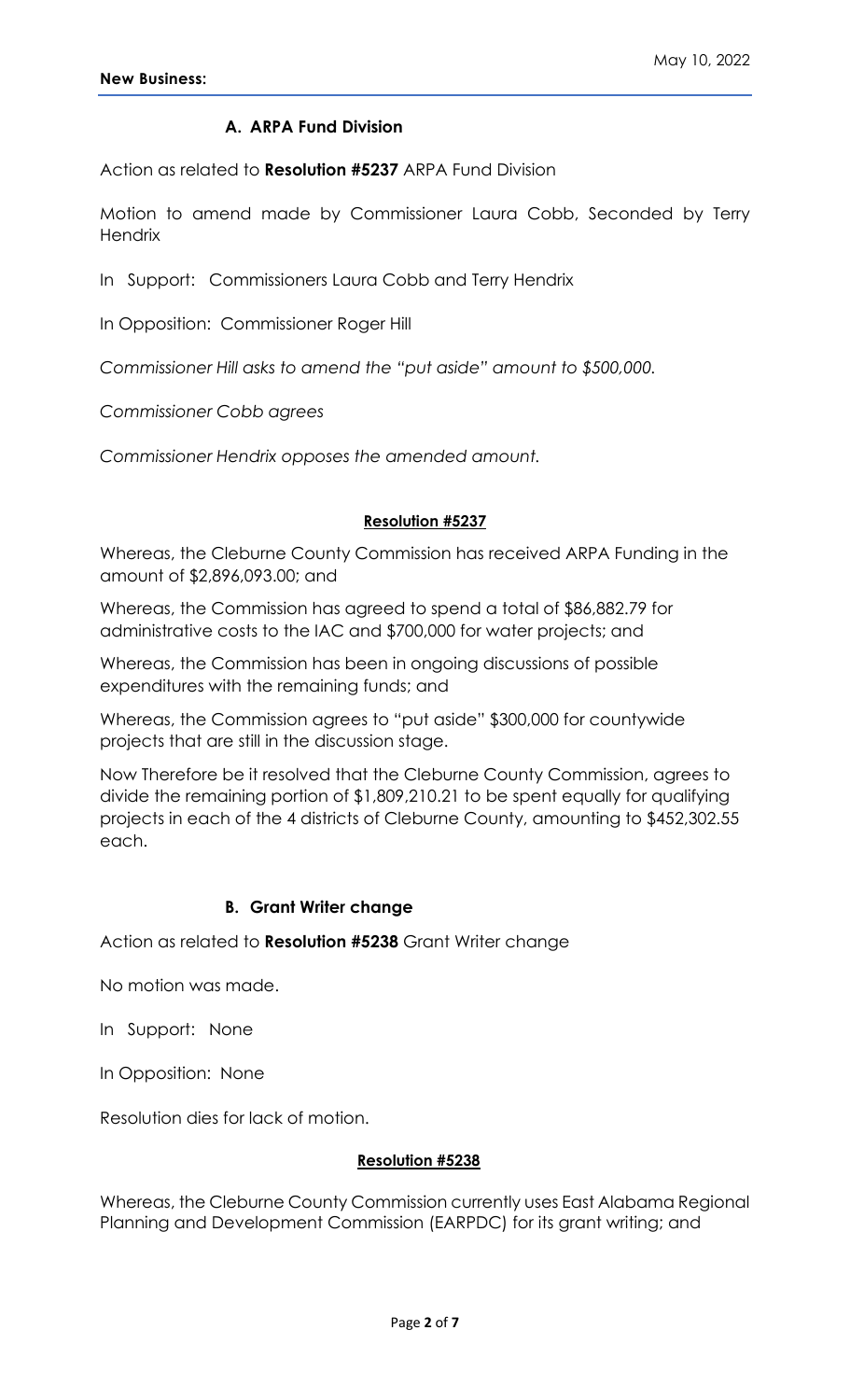**New Business:**

May 10, 2022

### A. ARPA Fund Division

Action as related to **Resolution #5237** ARPA Fund Division

Motion to amend made by Commissioner Laura Cobb, Seconded by Terry Hendrix

In Support: Commissioners Laura Cobb and Terry Hendrix

In Opposition: Commissioner Roger Hill

*Commissioner Hill asks to amend the "put aside" amount to $500,000.*

*Commissioner Cobb agrees*

*Commissioner Hendrix opposes the amended amount.*

**Resolution #5237**

Whereas, the Cleburne County Commission has received ARPA Funding in the amount of $2,896,093.00; and

Whereas, the Commission has agreed to spend a total of $86,882.79 for administrative costs to the IAC and $700,000 for water projects; and

Whereas, the Commission has been in ongoing discussions of possible expenditures with the remaining funds; and

Whereas, the Commission agrees to "put aside" $300,000 for countywide projects that are still in the discussion stage.

Now Therefore be it resolved that the Cleburne County Commission, agrees to divide the remaining portion of $1,809,210.21 to be spent equally for qualifying projects in each of the 4 districts of Cleburne County, amounting to $452,302.55 each.

### B. Grant Writer change

Action as related to **Resolution #5238** Grant Writer change

No motion was made.

In Support: None

In Opposition: None

Resolution dies for lack of motion.

**Resolution #5238**

Whereas, the Cleburne County Commission currently uses East Alabama Regional Planning and Development Commission (EARPDC) for its grant writing; and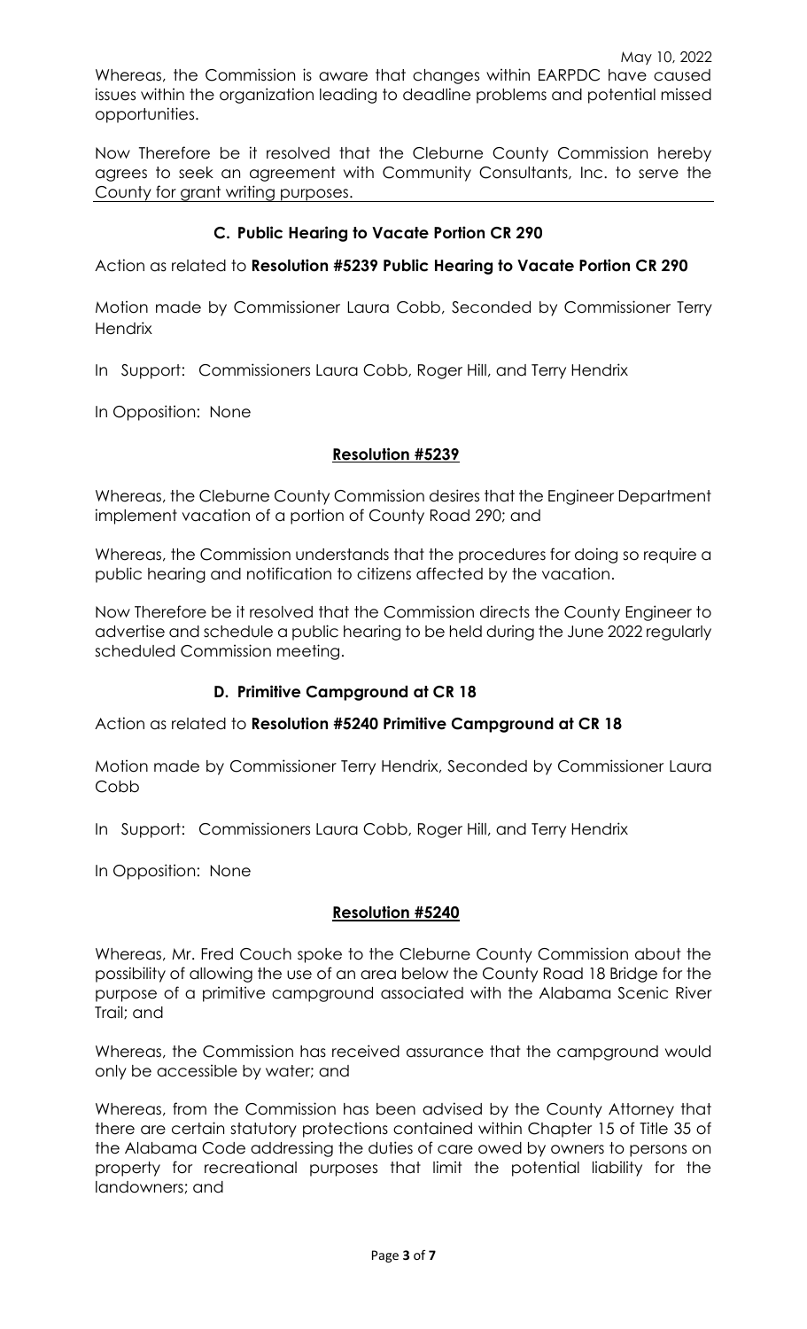Whereas, the Commission is aware that changes within EARPDC have caused issues within the organization leading to deadline problems and potential missed opportunities.

Now Therefore be it resolved that the Cleburne County Commission hereby agrees to seek an agreement with Community Consultants, Inc. to serve the County for grant writing purposes.

### C. Public Hearing to Vacate Portion CR 290

Action as related to **Resolution #5239 Public Hearing to Vacate Portion CR 290**

Motion made by Commissioner Laura Cobb, Seconded by Commissioner Terry Hendrix

In Support: Commissioners Laura Cobb, Roger Hill, and Terry Hendrix

In Opposition: None

**Resolution #5239**

Whereas, the Cleburne County Commission desires that the Engineer Department implement vacation of a portion of County Road 290; and

Whereas, the Commission understands that the procedures for doing so require a public hearing and notification to citizens affected by the vacation.

Now Therefore be it resolved that the Commission directs the County Engineer to advertise and schedule a public hearing to be held during the June 2022 regularly scheduled Commission meeting.

### D. Primitive Campground at CR 18

Action as related to **Resolution #5240 Primitive Campground at CR 18**

Motion made by Commissioner Terry Hendrix, Seconded by Commissioner Laura Cobb

In Support: Commissioners Laura Cobb, Roger Hill, and Terry Hendrix

In Opposition: None

**Resolution #5240**

Whereas, Mr. Fred Couch spoke to the Cleburne County Commission about the possibility of allowing the use of an area below the County Road 18 Bridge for the purpose of a primitive campground associated with the Alabama Scenic River Trail; and

Whereas, the Commission has received assurance that the campground would only be accessible by water; and

Whereas, from the Commission has been advised by the County Attorney that there are certain statutory protections contained within Chapter 15 of Title 35 of the Alabama Code addressing the duties of care owed by owners to persons on property for recreational purposes that limit the potential liability for the landowners; and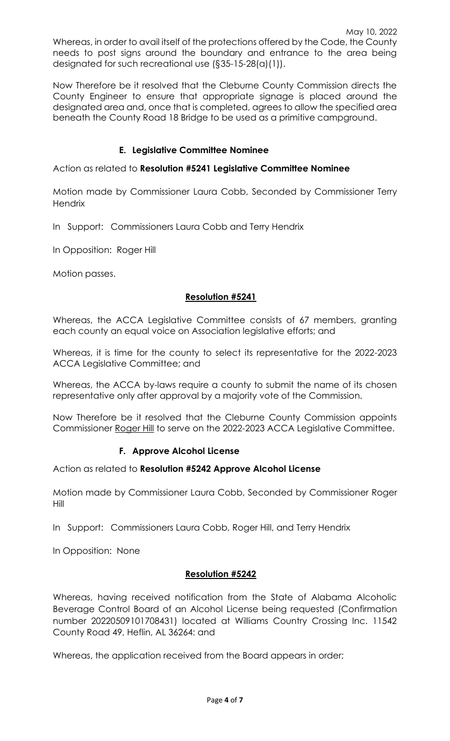Whereas, in order to avail itself of the protections offered by the Code, the County needs to post signs around the boundary and entrance to the area being designated for such recreational use (§35-15-28(a)(1)).

Now Therefore be it resolved that the Cleburne County Commission directs the County Engineer to ensure that appropriate signage is placed around the designated area and, once that is completed, agrees to allow the specified area beneath the County Road 18 Bridge to be used as a primitive campground.

### E. Legislative Committee Nominee

Action as related to **Resolution #5241 Legislative Committee Nominee**

Motion made by Commissioner Laura Cobb, Seconded by Commissioner Terry Hendrix

In Support: Commissioners Laura Cobb and Terry Hendrix

In Opposition: Roger Hill

Motion passes.

### Resolution #5241

Whereas, the ACCA Legislative Committee consists of 67 members, granting each county an equal voice on Association legislative efforts; and

Whereas, it is time for the county to select its representative for the 2022-2023 ACCA Legislative Committee; and

Whereas, the ACCA by-laws require a county to submit the name of its chosen representative only after approval by a majority vote of the Commission.

Now Therefore be it resolved that the Cleburne County Commission appoints Commissioner Roger Hill to serve on the 2022-2023 ACCA Legislative Committee.

### F. Approve Alcohol License

Action as related to **Resolution #5242 Approve Alcohol License**

Motion made by Commissioner Laura Cobb, Seconded by Commissioner Roger Hill

In Support: Commissioners Laura Cobb, Roger Hill, and Terry Hendrix

In Opposition: None

### Resolution #5242

Whereas, having received notification from the State of Alabama Alcoholic Beverage Control Board of an Alcohol License being requested (Confirmation number 20220509101708431) located at Williams Country Crossing Inc. 11542 County Road 49, Heflin, AL 36264: and

Whereas, the application received from the Board appears in order;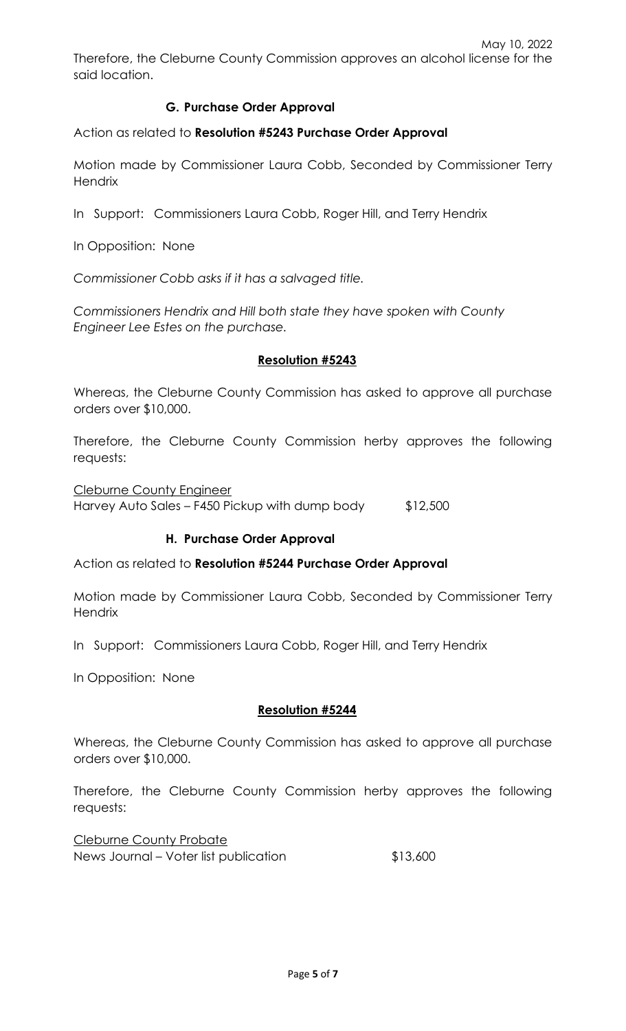Therefore, the Cleburne County Commission approves an alcohol license for the said location.

### G. Purchase Order Approval

Action as related to **Resolution #5243 Purchase Order Approval**

Motion made by Commissioner Laura Cobb, Seconded by Commissioner Terry Hendrix

In Support: Commissioners Laura Cobb, Roger Hill, and Terry Hendrix

In Opposition: None

*Commissioner Cobb asks if it has a salvaged title.*

*Commissioners Hendrix and Hill both state they have spoken with County Engineer Lee Estes on the purchase.*

**Resolution #5243**

Whereas, the Cleburne County Commission has asked to approve all purchase orders over $10,000.

Therefore, the Cleburne County Commission herby approves the following requests:

Cleburne County Engineer
Harvey Auto Sales – F450 Pickup with dump body $12,500

### H. Purchase Order Approval

Action as related to **Resolution #5244 Purchase Order Approval**

Motion made by Commissioner Laura Cobb, Seconded by Commissioner Terry Hendrix

In Support: Commissioners Laura Cobb, Roger Hill, and Terry Hendrix

In Opposition: None

**Resolution #5244**

Whereas, the Cleburne County Commission has asked to approve all purchase orders over $10,000.

Therefore, the Cleburne County Commission herby approves the following requests:

Cleburne County Probate
News Journal – Voter list publication $13,600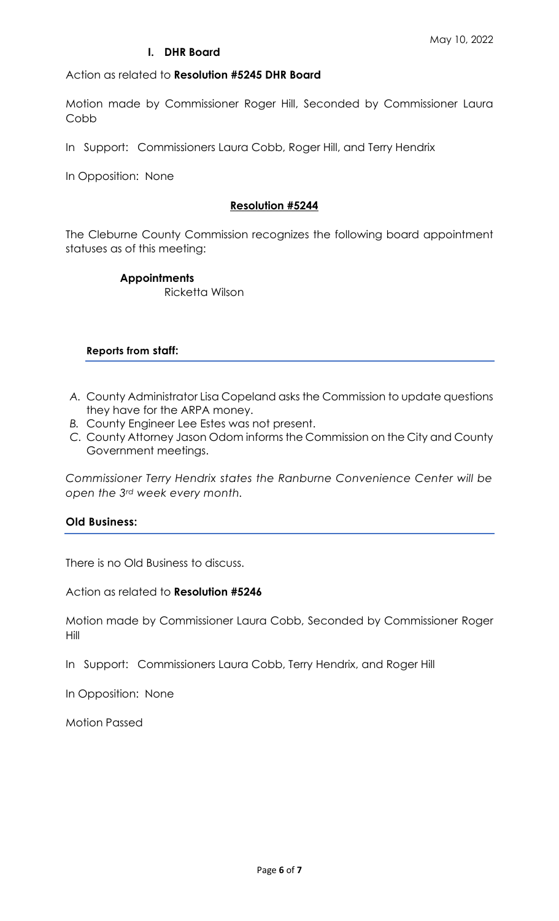**I. DHR Board**

Action as related to **Resolution #5245 DHR Board**

Motion made by Commissioner Roger Hill, Seconded by Commissioner Laura Cobb

In Support: Commissioners Laura Cobb, Roger Hill, and Terry Hendrix

In Opposition: None

**Resolution #5244**

The Cleburne County Commission recognizes the following board appointment statuses as of this meeting:

**Appointments**

Ricketta Wilson

**Reports from staff:**

*A.* County Administrator Lisa Copeland asks the Commission to update questions they have for the ARPA money.

*B.* County Engineer Lee Estes was not present.

*C.* County Attorney Jason Odom informs the Commission on the City and County Government meetings.

*Commissioner Terry Hendrix states the Ranburne Convenience Center will be open the 3rd week every month.*

**Old Business:**

There is no Old Business to discuss.

Action as related to **Resolution #5246**

Motion made by Commissioner Laura Cobb, Seconded by Commissioner Roger Hill

In Support: Commissioners Laura Cobb, Terry Hendrix, and Roger Hill

In Opposition: None

Motion Passed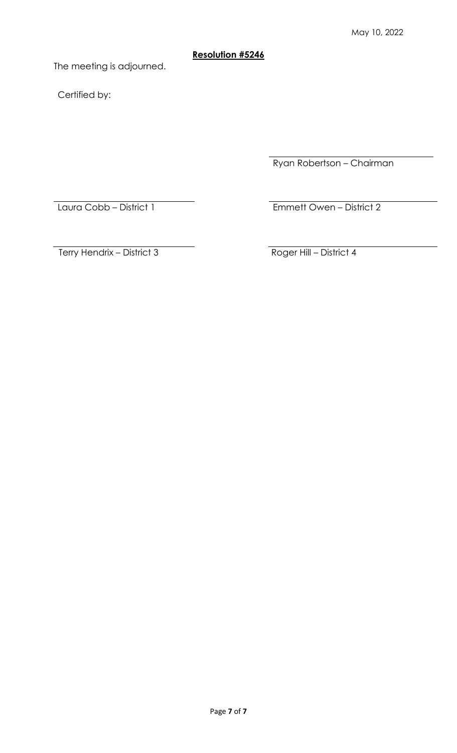May 10, 2022

**Resolution #5246**

The meeting is adjourned.

Certified by:

\_\_\_\_\_\_\_\_\_\_\_\_\_\_\_\_\_\_\_\_\_\_\_\_\_\_\_\_\_\_
Ryan Robertson – Chairman

\_\_\_\_\_\_\_\_\_\_\_\_\_\_\_\_\_\_\_\_\_\_\_\_\_\_\_\_\_\_
Laura Cobb – District 1

\_\_\_\_\_\_\_\_\_\_\_\_\_\_\_\_\_\_\_\_\_\_\_\_\_\_\_\_\_\_
Emmett Owen – District 2

\_\_\_\_\_\_\_\_\_\_\_\_\_\_\_\_\_\_\_\_\_\_\_\_\_\_\_\_\_\_
Terry Hendrix – District 3

\_\_\_\_\_\_\_\_\_\_\_\_\_\_\_\_\_\_\_\_\_\_\_\_\_\_\_\_\_\_
Roger Hill – District 4